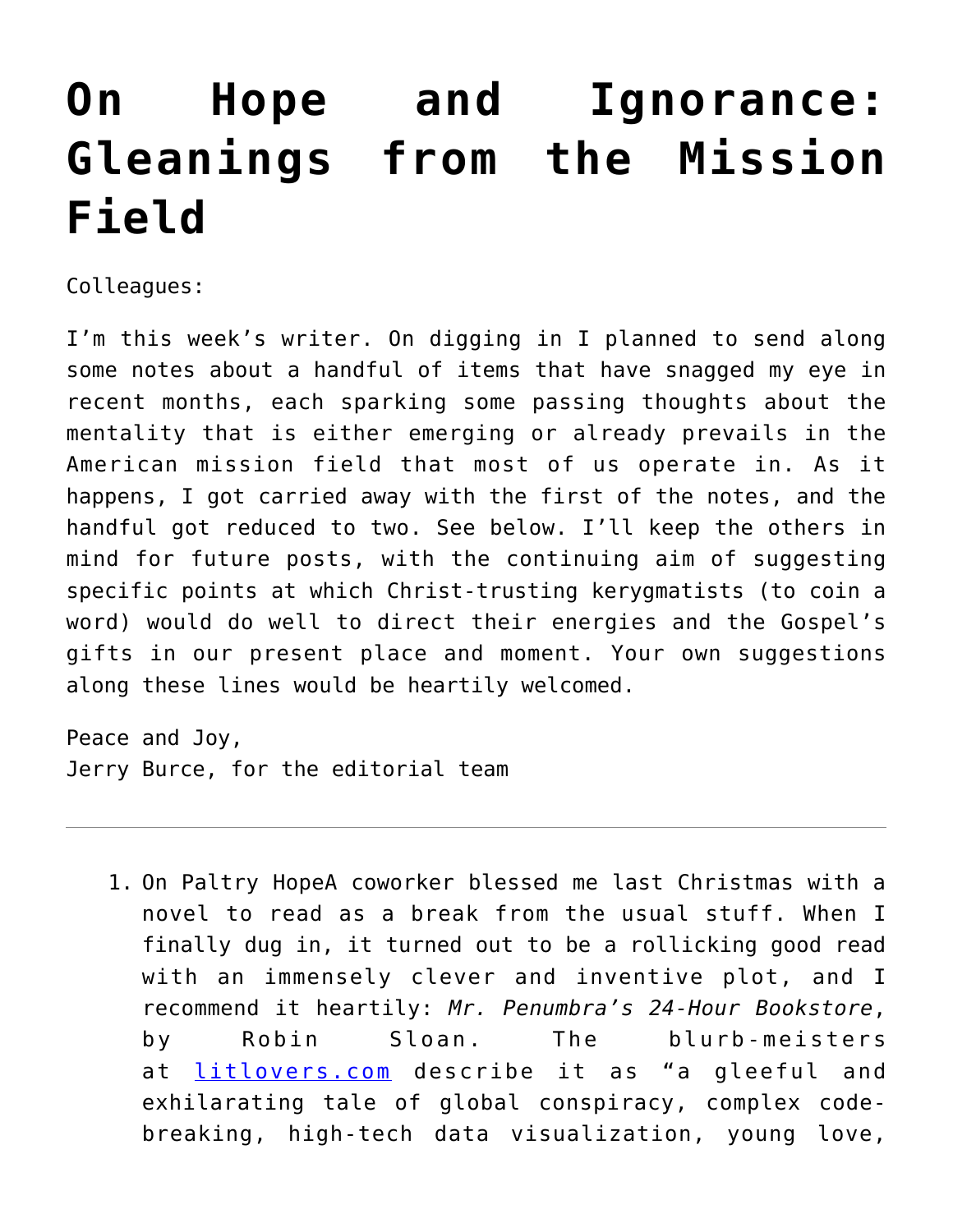# On Hope and Ignorance: Gleanings from the Mission Field

Colleagues:

I'm this week's writer. On digging in I planned to send along some notes about a handful of items that have snagged my eye in recent months, each sparking some passing thoughts about the mentality that is either emerging or already prevails in the American mission field that most of us operate in. As it happens, I got carried away with the first of the notes, and the handful got reduced to two. See below. I'll keep the others in mind for future posts, with the continuing aim of suggesting specific points at which Christ-trusting kerygmatists (to coin a word) would do well to direct their energies and the Gospel's gifts in our present place and moment. Your own suggestions along these lines would be heartily welcomed.

Peace and Joy,
Jerry Burce, for the editorial team

---

1. On Paltry HopeA coworker blessed me last Christmas with a novel to read as a break from the usual stuff. When I finally dug in, it turned out to be a rollicking good read with an immensely clever and inventive plot, and I recommend it heartily: *Mr. Penumbra's 24-Hour Bookstore*, by Robin Sloan. The blurb-meisters at [litlovers.com](litlovers.com) describe it as "a gleeful and exhilarating tale of global conspiracy, complex code-breaking, high-tech data visualization, young love,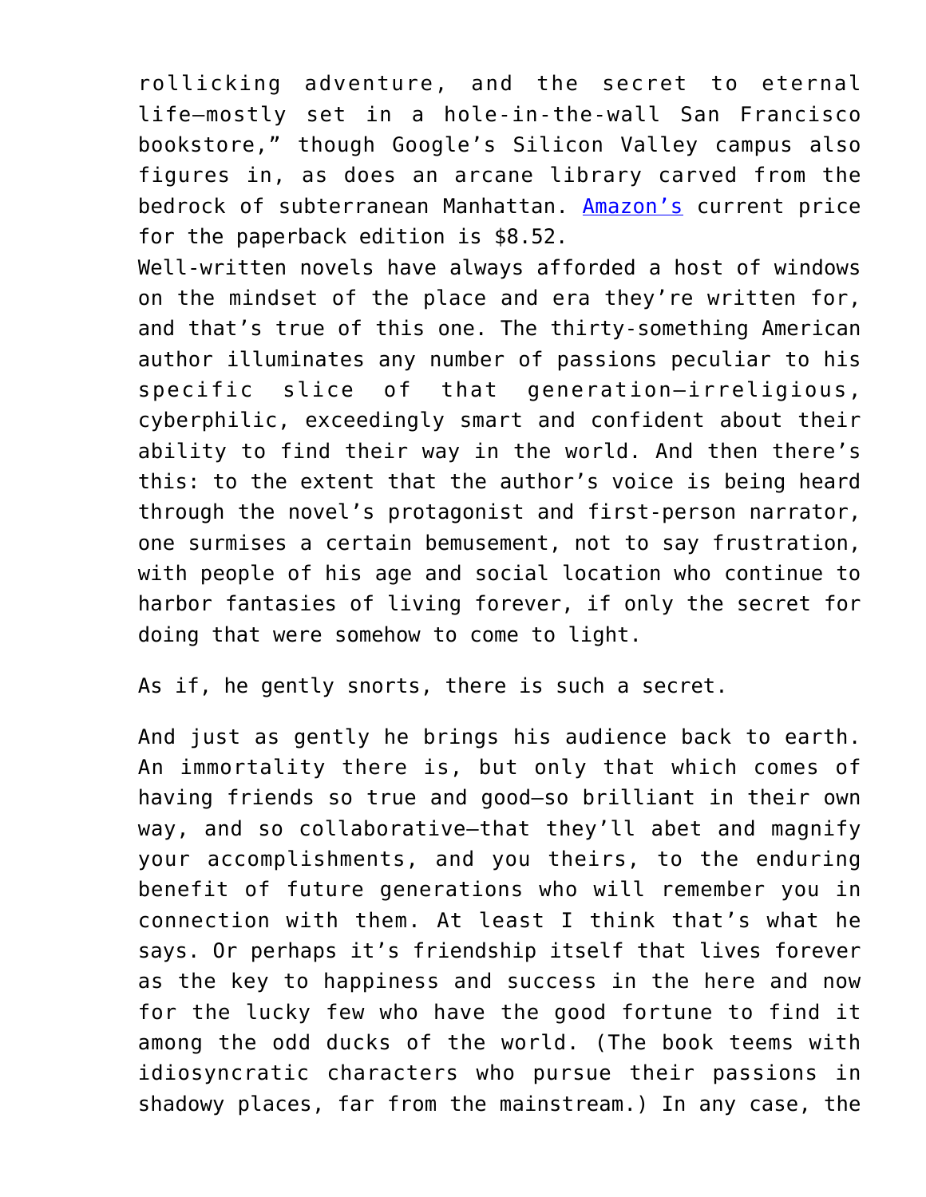rollicking adventure, and the secret to eternal life—mostly set in a hole-in-the-wall San Francisco bookstore," though Google's Silicon Valley campus also figures in, as does an arcane library carved from the bedrock of subterranean Manhattan. [Amazon's]() current price for the paperback edition is $8.52.

Well-written novels have always afforded a host of windows on the mindset of the place and era they're written for, and that's true of this one. The thirty-something American author illuminates any number of passions peculiar to his specific slice of that generation—irreligious, cyberphilic, exceedingly smart and confident about their ability to find their way in the world. And then there's this: to the extent that the author's voice is being heard through the novel's protagonist and first-person narrator, one surmises a certain bemusement, not to say frustration, with people of his age and social location who continue to harbor fantasies of living forever, if only the secret for doing that were somehow to come to light.

As if, he gently snorts, there is such a secret.

And just as gently he brings his audience back to earth. An immortality there is, but only that which comes of having friends so true and good—so brilliant in their own way, and so collaborative—that they'll abet and magnify your accomplishments, and you theirs, to the enduring benefit of future generations who will remember you in connection with them. At least I think that's what he says. Or perhaps it's friendship itself that lives forever as the key to happiness and success in the here and now for the lucky few who have the good fortune to find it among the odd ducks of the world. (The book teems with idiosyncratic characters who pursue their passions in shadowy places, far from the mainstream.) In any case, the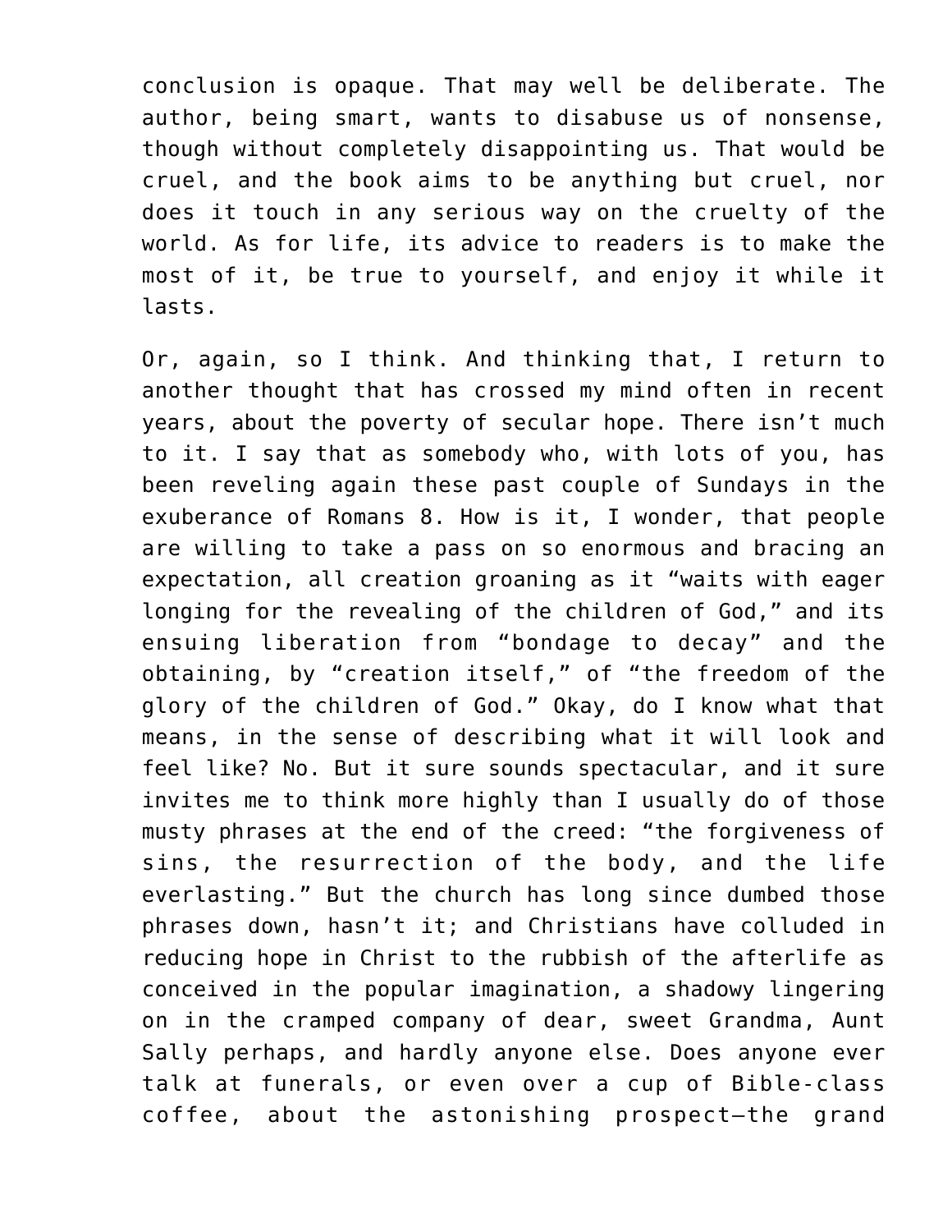conclusion is opaque. That may well be deliberate. The author, being smart, wants to disabuse us of nonsense, though without completely disappointing us. That would be cruel, and the book aims to be anything but cruel, nor does it touch in any serious way on the cruelty of the world. As for life, its advice to readers is to make the most of it, be true to yourself, and enjoy it while it lasts.

Or, again, so I think. And thinking that, I return to another thought that has crossed my mind often in recent years, about the poverty of secular hope. There isn't much to it. I say that as somebody who, with lots of you, has been reveling again these past couple of Sundays in the exuberance of Romans 8. How is it, I wonder, that people are willing to take a pass on so enormous and bracing an expectation, all creation groaning as it "waits with eager longing for the revealing of the children of God," and its ensuing liberation from "bondage to decay" and the obtaining, by "creation itself," of "the freedom of the glory of the children of God." Okay, do I know what that means, in the sense of describing what it will look and feel like? No. But it sure sounds spectacular, and it sure invites me to think more highly than I usually do of those musty phrases at the end of the creed: "the forgiveness of sins, the resurrection of the body, and the life everlasting." But the church has long since dumbed those phrases down, hasn't it; and Christians have colluded in reducing hope in Christ to the rubbish of the afterlife as conceived in the popular imagination, a shadowy lingering on in the cramped company of dear, sweet Grandma, Aunt Sally perhaps, and hardly anyone else. Does anyone ever talk at funerals, or even over a cup of Bible-class coffee, about the astonishing prospect—the grand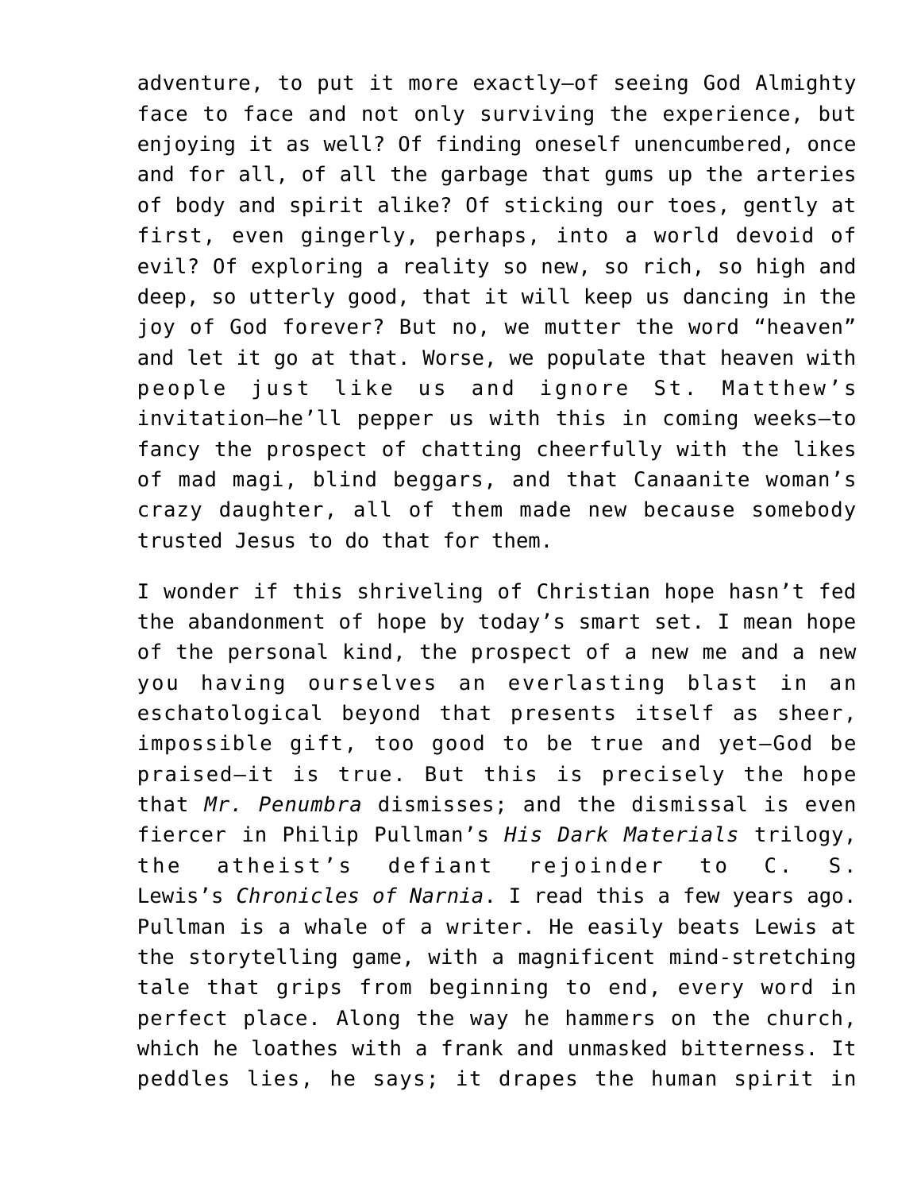adventure, to put it more exactly—of seeing God Almighty face to face and not only surviving the experience, but enjoying it as well? Of finding oneself unencumbered, once and for all, of all the garbage that gums up the arteries of body and spirit alike? Of sticking our toes, gently at first, even gingerly, perhaps, into a world devoid of evil? Of exploring a reality so new, so rich, so high and deep, so utterly good, that it will keep us dancing in the joy of God forever? But no, we mutter the word "heaven" and let it go at that. Worse, we populate that heaven with people just like us and ignore St. Matthew's invitation—he'll pepper us with this in coming weeks—to fancy the prospect of chatting cheerfully with the likes of mad magi, blind beggars, and that Canaanite woman's crazy daughter, all of them made new because somebody trusted Jesus to do that for them.

I wonder if this shriveling of Christian hope hasn't fed the abandonment of hope by today's smart set. I mean hope of the personal kind, the prospect of a new me and a new you having ourselves an everlasting blast in an eschatological beyond that presents itself as sheer, impossible gift, too good to be true and yet—God be praised—it is true. But this is precisely the hope that *Mr. Penumbra* dismisses; and the dismissal is even fiercer in Philip Pullman's *His Dark Materials* trilogy, the atheist's defiant rejoinder to C. S. Lewis's *Chronicles of Narnia*. I read this a few years ago. Pullman is a whale of a writer. He easily beats Lewis at the storytelling game, with a magnificent mind-stretching tale that grips from beginning to end, every word in perfect place. Along the way he hammers on the church, which he loathes with a frank and unmasked bitterness. It peddles lies, he says; it drapes the human spirit in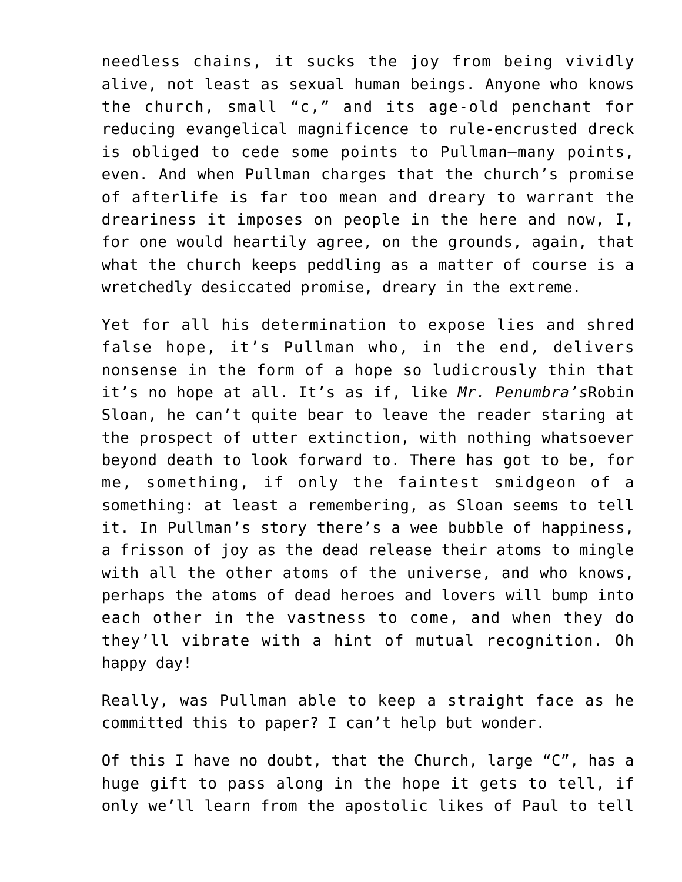needless chains, it sucks the joy from being vividly alive, not least as sexual human beings. Anyone who knows the church, small "c," and its age-old penchant for reducing evangelical magnificence to rule-encrusted dreck is obliged to cede some points to Pullman—many points, even. And when Pullman charges that the church's promise of afterlife is far too mean and dreary to warrant the dreariness it imposes on people in the here and now, I, for one would heartily agree, on the grounds, again, that what the church keeps peddling as a matter of course is a wretchedly desiccated promise, dreary in the extreme.

Yet for all his determination to expose lies and shred false hope, it's Pullman who, in the end, delivers nonsense in the form of a hope so ludicrously thin that it's no hope at all. It's as if, like *Mr. Penumbra's*Robin Sloan, he can't quite bear to leave the reader staring at the prospect of utter extinction, with nothing whatsoever beyond death to look forward to. There has got to be, for me, something, if only the faintest smidgeon of a something: at least a remembering, as Sloan seems to tell it. In Pullman's story there's a wee bubble of happiness, a frisson of joy as the dead release their atoms to mingle with all the other atoms of the universe, and who knows, perhaps the atoms of dead heroes and lovers will bump into each other in the vastness to come, and when they do they'll vibrate with a hint of mutual recognition. Oh happy day!

Really, was Pullman able to keep a straight face as he committed this to paper? I can't help but wonder.

Of this I have no doubt, that the Church, large "C", has a huge gift to pass along in the hope it gets to tell, if only we'll learn from the apostolic likes of Paul to tell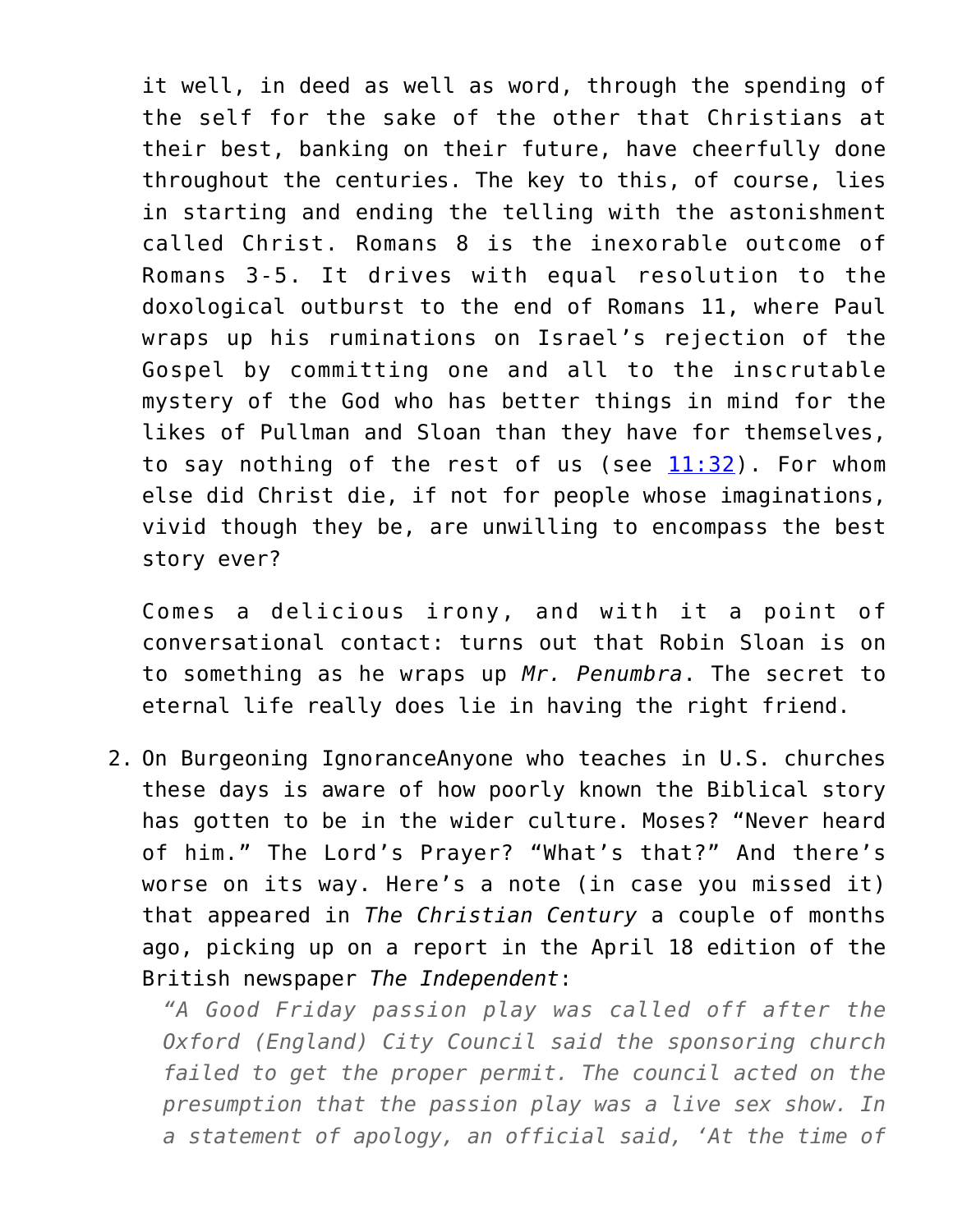it well, in deed as well as word, through the spending of the self for the sake of the other that Christians at their best, banking on their future, have cheerfully done throughout the centuries. The key to this, of course, lies in starting and ending the telling with the astonishment called Christ. Romans 8 is the inexorable outcome of Romans 3-5. It drives with equal resolution to the doxological outburst to the end of Romans 11, where Paul wraps up his ruminations on Israel's rejection of the Gospel by committing one and all to the inscrutable mystery of the God who has better things in mind for the likes of Pullman and Sloan than they have for themselves, to say nothing of the rest of us (see 11:32). For whom else did Christ die, if not for people whose imaginations, vivid though they be, are unwilling to encompass the best story ever?

Comes a delicious irony, and with it a point of conversational contact: turns out that Robin Sloan is on to something as he wraps up *Mr. Penumbra*. The secret to eternal life really does lie in having the right friend.

2. On Burgeoning IgnoranceAnyone who teaches in U.S. churches these days is aware of how poorly known the Biblical story has gotten to be in the wider culture. Moses? "Never heard of him." The Lord's Prayer? "What's that?" And there's worse on its way. Here's a note (in case you missed it) that appeared in *The Christian Century* a couple of months ago, picking up on a report in the April 18 edition of the British newspaper *The Independent*:

   > *"A Good Friday passion play was called off after the Oxford (England) City Council said the sponsoring church failed to get the proper permit. The council acted on the presumption that the passion play was a live sex show. In a statement of apology, an official said, 'At the time of*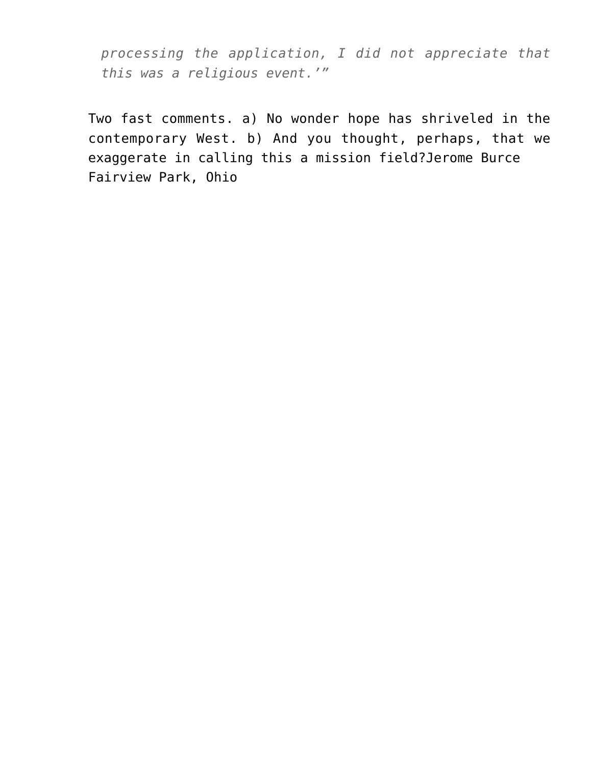> *processing the application, I did not appreciate that this was a religious event.'"*

Two fast comments. a) No wonder hope has shriveled in the contemporary West. b) And you thought, perhaps, that we exaggerate in calling this a mission field?Jerome Burce
Fairview Park, Ohio